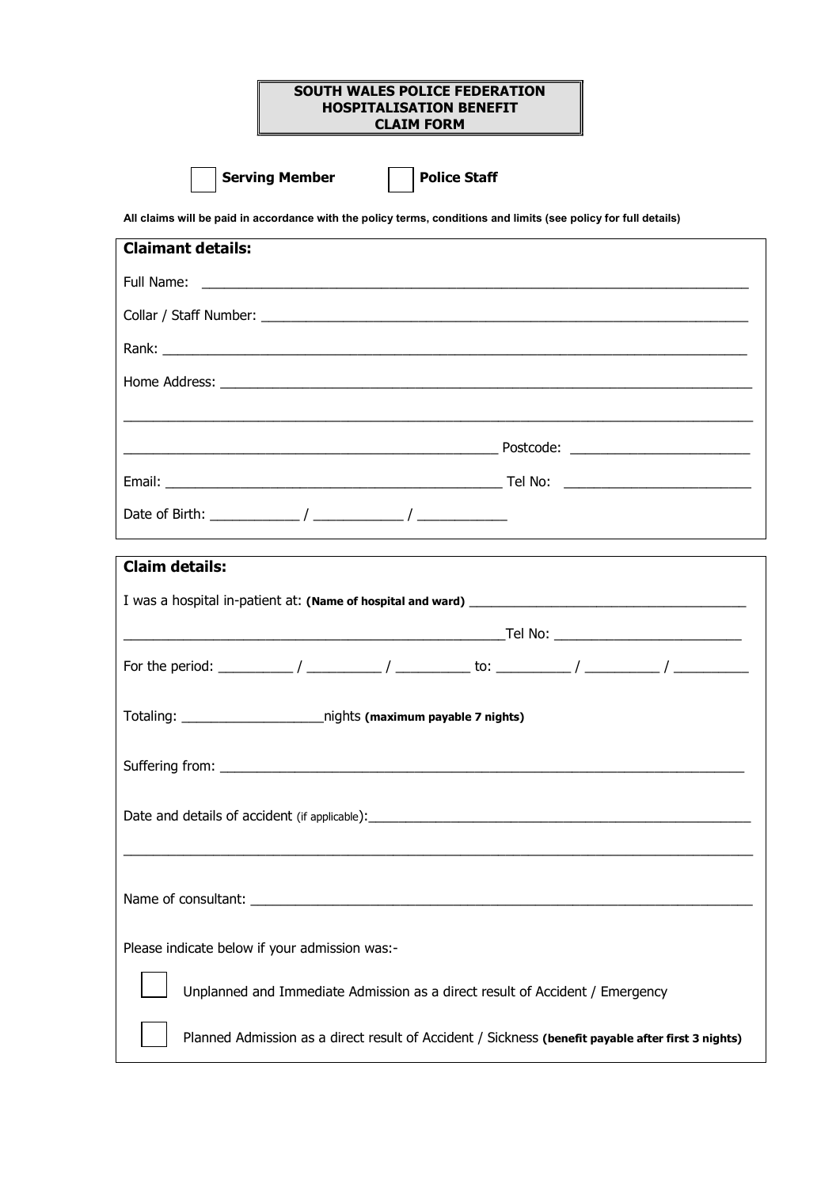# SOUTH WALES POLICE FEDERATION
# HOSPITALISATION BENEFIT
# CLAIM FORM

☐ **Serving Member** ☐ **Police Staff**

**All claims will be paid in accordance with the policy terms, conditions and limits (see policy for full details)**

## Claimant details:

Full Name: ______________________________________________

Collar / Staff Number: ______________________________________________

Rank: ______________________________________________

Home Address: ______________________________________________

______________________________________________

______________________________ Postcode: ____________________

Email: ______________________________ Tel No: ____________________

Date of Birth: __________ / __________ / __________

## Claim details:

I was a hospital in-patient at: **(Name of hospital and ward)** ______________________________

______________________________ Tel No: ____________________

For the period: ________ / ________ / ________ to: ________ / ________ / ________

Totaling: ________________ nights **(maximum payable 7 nights)**

Suffering from: ______________________________________________

Date and details of accident (if applicable): ______________________________

______________________________________________

Name of consultant: ______________________________________________

Please indicate below if your admission was:-

☐ Unplanned and Immediate Admission as a direct result of Accident / Emergency

☐ Planned Admission as a direct result of Accident / Sickness **(benefit payable after first 3 nights)**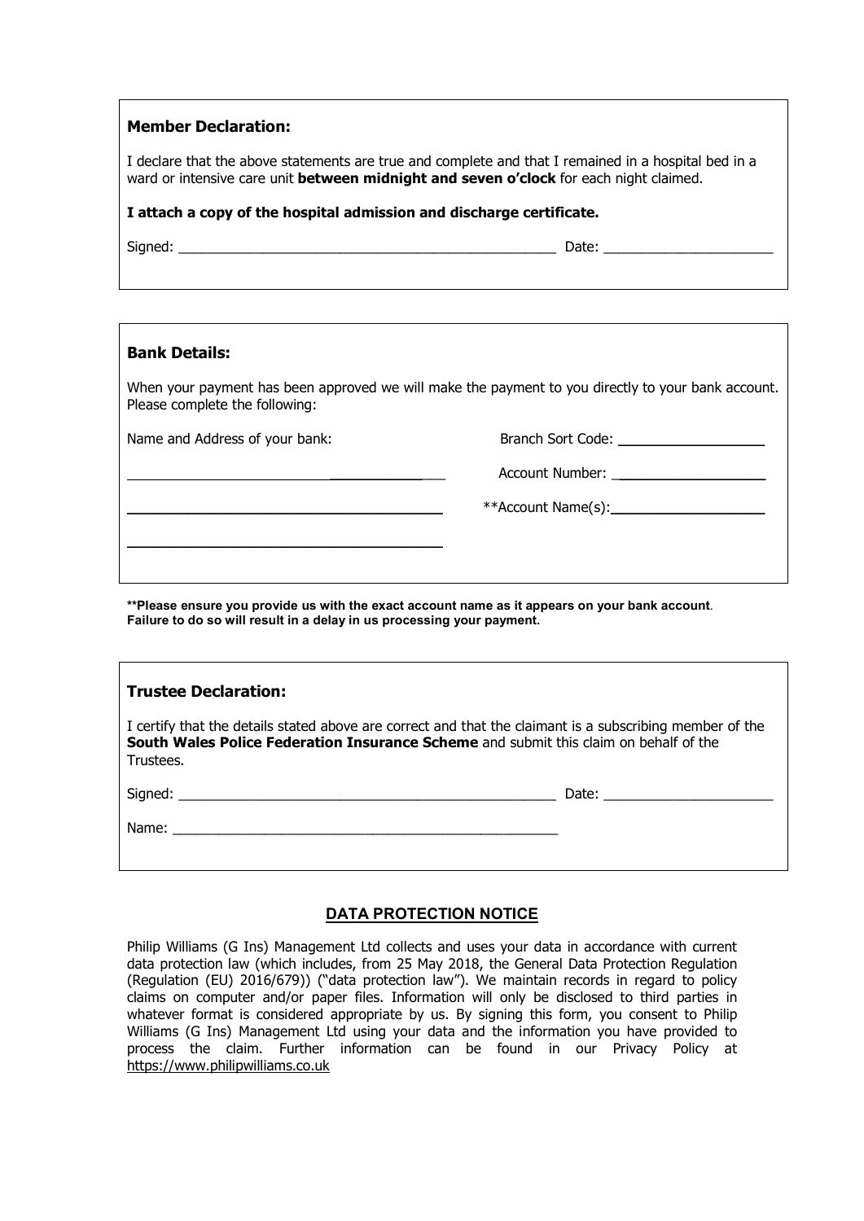### Member Declaration:

I declare that the above statements are true and complete and that I remained in a hospital bed in a ward or intensive care unit **between midnight and seven o'clock** for each night claimed.

**I attach a copy of the hospital admission and discharge certificate.**

Signed: ________________________________________________ Date: ____________________

### Bank Details:

When your payment has been approved we will make the payment to you directly to your bank account. Please complete the following:

Name and Address of your bank:

____________________________________

____________________________________

____________________________________

Branch Sort Code: __________________

Account Number: __________________

**Account Name(s): __________________

**\*\*Please ensure you provide us with the exact account name as it appears on your bank account. Failure to do so will result in a delay in us processing your payment.**

### Trustee Declaration:

I certify that the details stated above are correct and that the claimant is a subscribing member of the **South Wales Police Federation Insurance Scheme** and submit this claim on behalf of the Trustees.

Signed: ________________________________________________ Date: ____________________

Name: ________________________________________________

## DATA PROTECTION NOTICE

Philip Williams (G Ins) Management Ltd collects and uses your data in accordance with current data protection law (which includes, from 25 May 2018, the General Data Protection Regulation (Regulation (EU) 2016/679)) ("data protection law"). We maintain records in regard to policy claims on computer and/or paper files. Information will only be disclosed to third parties in whatever format is considered appropriate by us. By signing this form, you consent to Philip Williams (G Ins) Management Ltd using your data and the information you have provided to process the claim. Further information can be found in our Privacy Policy at https://www.philipwilliams.co.uk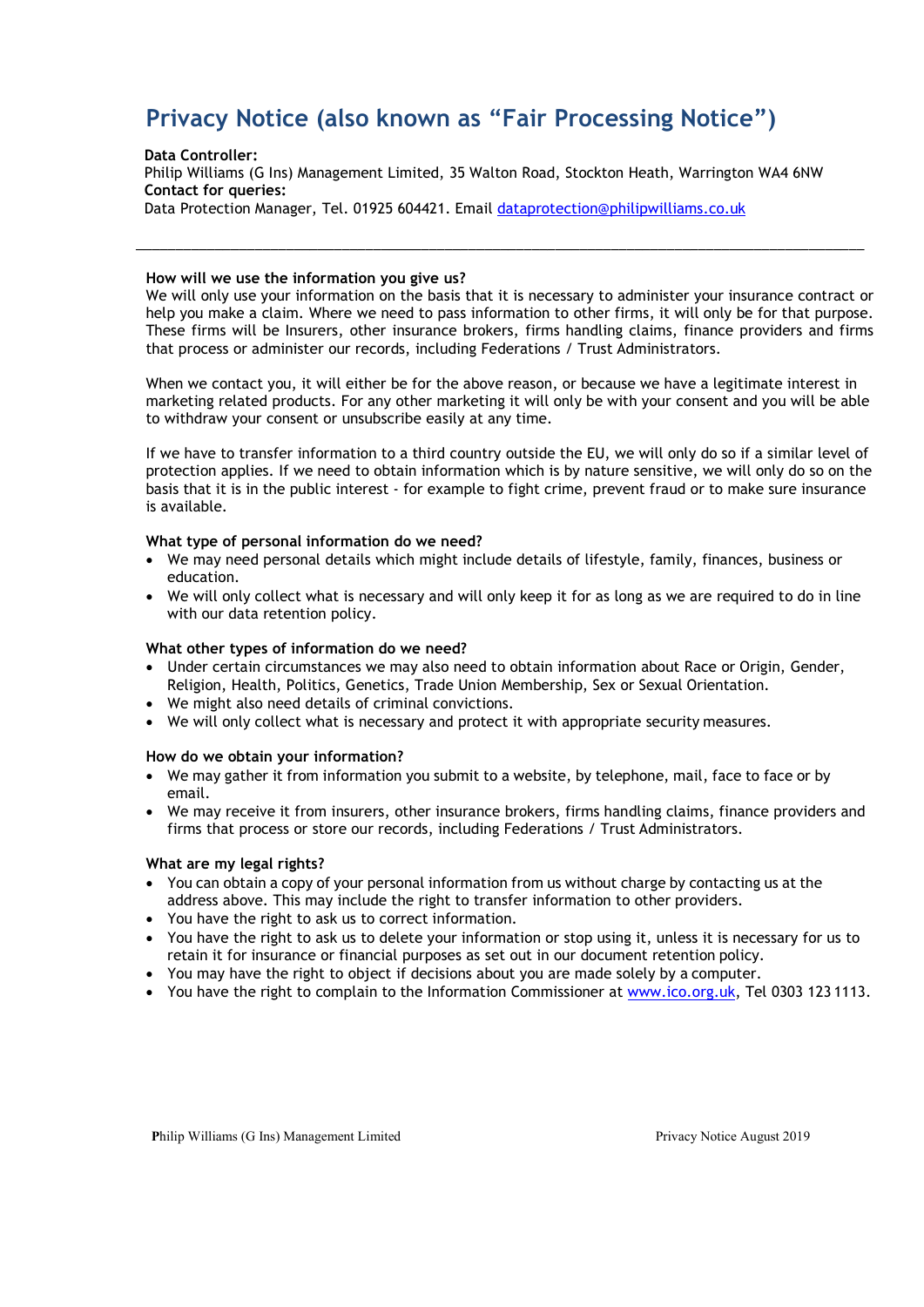# Privacy Notice (also known as "Fair Processing Notice")

**Data Controller:**
Philip Williams (G Ins) Management Limited, 35 Walton Road, Stockton Heath, Warrington WA4 6NW
**Contact for queries:**
Data Protection Manager, Tel. 01925 604421. Email dataprotection@philipwilliams.co.uk

---

**How will we use the information you give us?**
We will only use your information on the basis that it is necessary to administer your insurance contract or help you make a claim. Where we need to pass information to other firms, it will only be for that purpose. These firms will be Insurers, other insurance brokers, firms handling claims, finance providers and firms that process or administer our records, including Federations / Trust Administrators.

When we contact you, it will either be for the above reason, or because we have a legitimate interest in marketing related products. For any other marketing it will only be with your consent and you will be able to withdraw your consent or unsubscribe easily at any time.

If we have to transfer information to a third country outside the EU, we will only do so if a similar level of protection applies. If we need to obtain information which is by nature sensitive, we will only do so on the basis that it is in the public interest - for example to fight crime, prevent fraud or to make sure insurance is available.

**What type of personal information do we need?**

- We may need personal details which might include details of lifestyle, family, finances, business or education.
- We will only collect what is necessary and will only keep it for as long as we are required to do in line with our data retention policy.

**What other types of information do we need?**

- Under certain circumstances we may also need to obtain information about Race or Origin, Gender, Religion, Health, Politics, Genetics, Trade Union Membership, Sex or Sexual Orientation.
- We might also need details of criminal convictions.
- We will only collect what is necessary and protect it with appropriate security measures.

**How do we obtain your information?**

- We may gather it from information you submit to a website, by telephone, mail, face to face or by email.
- We may receive it from insurers, other insurance brokers, firms handling claims, finance providers and firms that process or store our records, including Federations / Trust Administrators.

**What are my legal rights?**

- You can obtain a copy of your personal information from us without charge by contacting us at the address above. This may include the right to transfer information to other providers.
- You have the right to ask us to correct information.
- You have the right to ask us to delete your information or stop using it, unless it is necessary for us to retain it for insurance or financial purposes as set out in our document retention policy.
- You may have the right to object if decisions about you are made solely by a computer.
- You have the right to complain to the Information Commissioner at www.ico.org.uk, Tel 0303 123 1113.

Philip Williams (G Ins) Management Limited — Privacy Notice August 2019